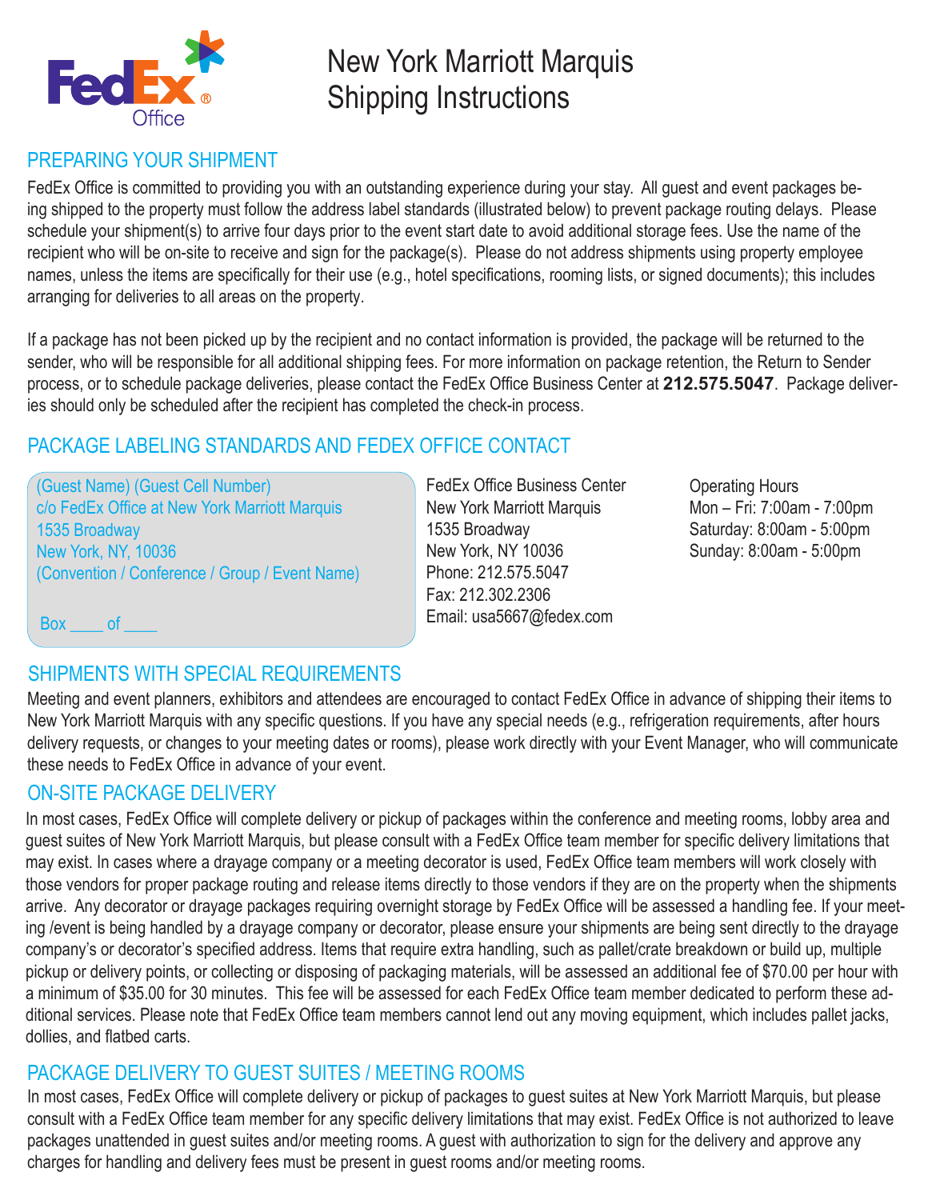# New York Marriott Marquis Shipping Instructions

## PREPARING YOUR SHIPMENT

FedEx Office is committed to providing you with an outstanding experience during your stay. All guest and event packages being shipped to the property must follow the address label standards (illustrated below) to prevent package routing delays. Please schedule your shipment(s) to arrive four days prior to the event start date to avoid additional storage fees. Use the name of the recipient who will be on-site to receive and sign for the package(s). Please do not address shipments using property employee names, unless the items are specifically for their use (e.g., hotel specifications, rooming lists, or signed documents); this includes arranging for deliveries to all areas on the property.

If a package has not been picked up by the recipient and no contact information is provided, the package will be returned to the sender, who will be responsible for all additional shipping fees. For more information on package retention, the Return to Sender process, or to schedule package deliveries, please contact the FedEx Office Business Center at **212.575.5047**. Package deliveries should only be scheduled after the recipient has completed the check-in process.

## PACKAGE LABELING STANDARDS AND FEDEX OFFICE CONTACT

(Guest Name) (Guest Cell Number)
c/o FedEx Office at New York Marriott Marquis
1535 Broadway
New York, NY, 10036
(Convention / Conference / Group / Event Name)

Box ____ of ____

FedEx Office Business Center
New York Marriott Marquis
1535 Broadway
New York, NY 10036
Phone: 212.575.5047
Fax: 212.302.2306
Email: usa5667@fedex.com

Operating Hours
Mon – Fri: 7:00am - 7:00pm
Saturday: 8:00am - 5:00pm
Sunday: 8:00am - 5:00pm

## SHIPMENTS WITH SPECIAL REQUIREMENTS

Meeting and event planners, exhibitors and attendees are encouraged to contact FedEx Office in advance of shipping their items to New York Marriott Marquis with any specific questions. If you have any special needs (e.g., refrigeration requirements, after hours delivery requests, or changes to your meeting dates or rooms), please work directly with your Event Manager, who will communicate these needs to FedEx Office in advance of your event.

## ON-SITE PACKAGE DELIVERY

In most cases, FedEx Office will complete delivery or pickup of packages within the conference and meeting rooms, lobby area and guest suites of New York Marriott Marquis, but please consult with a FedEx Office team member for specific delivery limitations that may exist. In cases where a drayage company or a meeting decorator is used, FedEx Office team members will work closely with those vendors for proper package routing and release items directly to those vendors if they are on the property when the shipments arrive. Any decorator or drayage packages requiring overnight storage by FedEx Office will be assessed a handling fee. If your meeting /event is being handled by a drayage company or decorator, please ensure your shipments are being sent directly to the drayage company's or decorator's specified address. Items that require extra handling, such as pallet/crate breakdown or build up, multiple pickup or delivery points, or collecting or disposing of packaging materials, will be assessed an additional fee of $70.00 per hour with a minimum of $35.00 for 30 minutes. This fee will be assessed for each FedEx Office team member dedicated to perform these additional services. Please note that FedEx Office team members cannot lend out any moving equipment, which includes pallet jacks, dollies, and flatbed carts.

## PACKAGE DELIVERY TO GUEST SUITES / MEETING ROOMS

In most cases, FedEx Office will complete delivery or pickup of packages to guest suites at New York Marriott Marquis, but please consult with a FedEx Office team member for any specific delivery limitations that may exist. FedEx Office is not authorized to leave packages unattended in guest suites and/or meeting rooms. A guest with authorization to sign for the delivery and approve any charges for handling and delivery fees must be present in guest rooms and/or meeting rooms.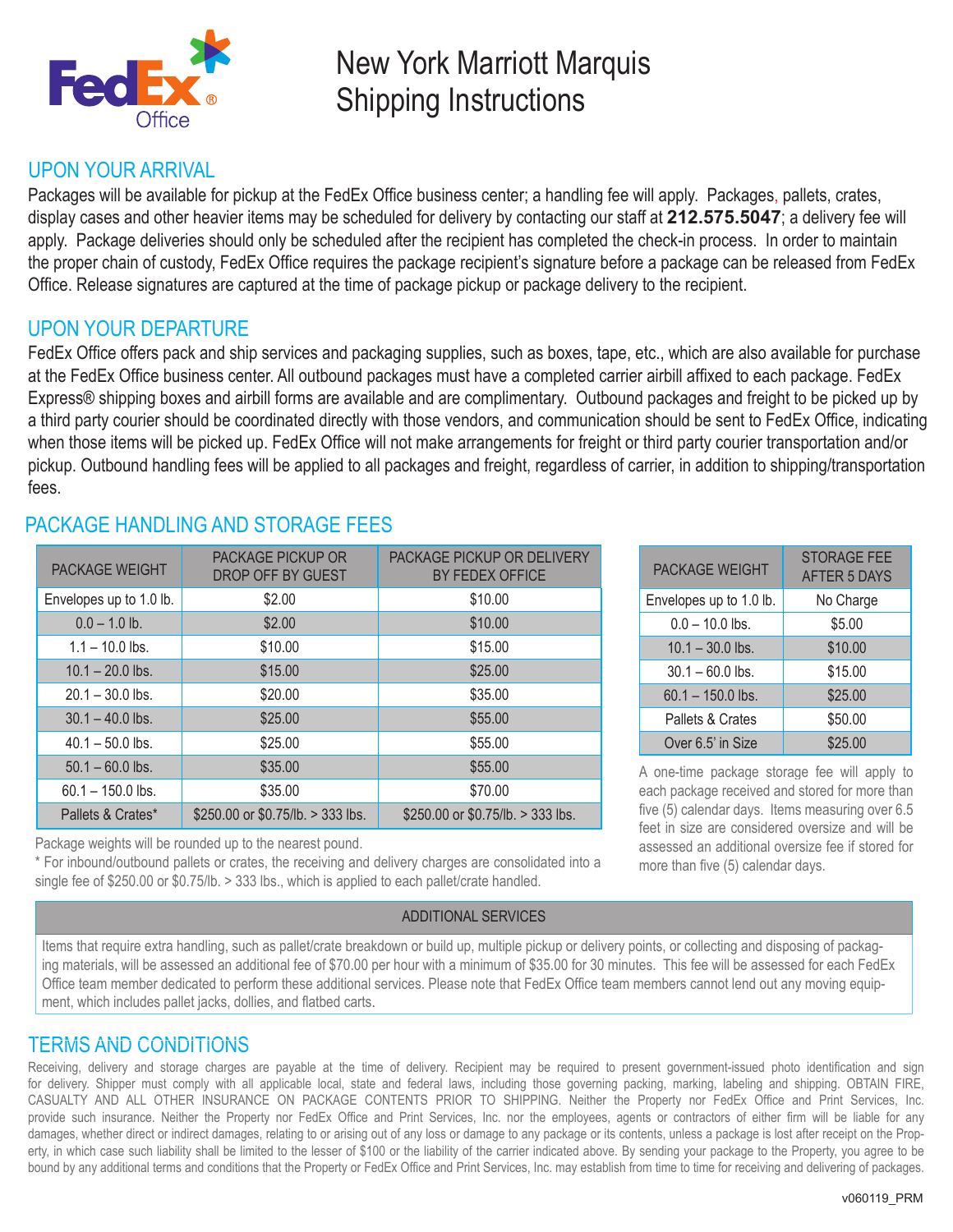# New York Marriott Marquis Shipping Instructions

## UPON YOUR ARRIVAL

Packages will be available for pickup at the FedEx Office business center; a handling fee will apply. Packages, pallets, crates, display cases and other heavier items may be scheduled for delivery by contacting our staff at **212.575.5047**; a delivery fee will apply. Package deliveries should only be scheduled after the recipient has completed the check-in process. In order to maintain the proper chain of custody, FedEx Office requires the package recipient's signature before a package can be released from FedEx Office. Release signatures are captured at the time of package pickup or package delivery to the recipient.

## UPON YOUR DEPARTURE

FedEx Office offers pack and ship services and packaging supplies, such as boxes, tape, etc., which are also available for purchase at the FedEx Office business center. All outbound packages must have a completed carrier airbill affixed to each package. FedEx Express® shipping boxes and airbill forms are available and are complimentary. Outbound packages and freight to be picked up by a third party courier should be coordinated directly with those vendors, and communication should be sent to FedEx Office, indicating when those items will be picked up. FedEx Office will not make arrangements for freight or third party courier transportation and/or pickup. Outbound handling fees will be applied to all packages and freight, regardless of carrier, in addition to shipping/transportation fees.

## PACKAGE HANDLING AND STORAGE FEES

| PACKAGE WEIGHT | PACKAGE PICKUP OR DROP OFF BY GUEST | PACKAGE PICKUP OR DELIVERY BY FEDEX OFFICE |
|---|---|---|
| Envelopes up to 1.0 lb. | $2.00 | $10.00 |
| 0.0 – 1.0 lb. | $2.00 | $10.00 |
| 1.1 – 10.0 lbs. | $10.00 | $15.00 |
| 10.1 – 20.0 lbs. | $15.00 | $25.00 |
| 20.1 – 30.0 lbs. | $20.00 | $35.00 |
| 30.1 – 40.0 lbs. | $25.00 | $55.00 |
| 40.1 – 50.0 lbs. | $25.00 | $55.00 |
| 50.1 – 60.0 lbs. | $35.00 | $55.00 |
| 60.1 – 150.0 lbs. | $35.00 | $70.00 |
| Pallets & Crates* | $250.00 or $0.75/lb. > 333 lbs. | $250.00 or $0.75/lb. > 333 lbs. |

Package weights will be rounded up to the nearest pound.

* For inbound/outbound pallets or crates, the receiving and delivery charges are consolidated into a single fee of $250.00 or $0.75/lb. > 333 lbs., which is applied to each pallet/crate handled.

| PACKAGE WEIGHT | STORAGE FEE AFTER 5 DAYS |
|---|---|
| Envelopes up to 1.0 lb. | No Charge |
| 0.0 – 10.0 lbs. | $5.00 |
| 10.1 – 30.0 lbs. | $10.00 |
| 30.1 – 60.0 lbs. | $15.00 |
| 60.1 – 150.0 lbs. | $25.00 |
| Pallets & Crates | $50.00 |
| Over 6.5' in Size | $25.00 |

A one-time package storage fee will apply to each package received and stored for more than five (5) calendar days. Items measuring over 6.5 feet in size are considered oversize and will be assessed an additional oversize fee if stored for more than five (5) calendar days.

### ADDITIONAL SERVICES

Items that require extra handling, such as pallet/crate breakdown or build up, multiple pickup or delivery points, or collecting and disposing of packaging materials, will be assessed an additional fee of $70.00 per hour with a minimum of $35.00 for 30 minutes. This fee will be assessed for each FedEx Office team member dedicated to perform these additional services. Please note that FedEx Office team members cannot lend out any moving equipment, which includes pallet jacks, dollies, and flatbed carts.

## TERMS AND CONDITIONS

Receiving, delivery and storage charges are payable at the time of delivery. Recipient may be required to present government-issued photo identification and sign for delivery. Shipper must comply with all applicable local, state and federal laws, including those governing packing, marking, labeling and shipping. OBTAIN FIRE, CASUALTY AND ALL OTHER INSURANCE ON PACKAGE CONTENTS PRIOR TO SHIPPING. Neither the Property nor FedEx Office and Print Services, Inc. provide such insurance. Neither the Property nor FedEx Office and Print Services, Inc. nor the employees, agents or contractors of either firm will be liable for any damages, whether direct or indirect damages, relating to or arising out of any loss or damage to any package or its contents, unless a package is lost after receipt on the Property, in which case such liability shall be limited to the lesser of $100 or the liability of the carrier indicated above. By sending your package to the Property, you agree to be bound by any additional terms and conditions that the Property or FedEx Office and Print Services, Inc. may establish from time to time for receiving and delivering of packages.

v060119_PRM